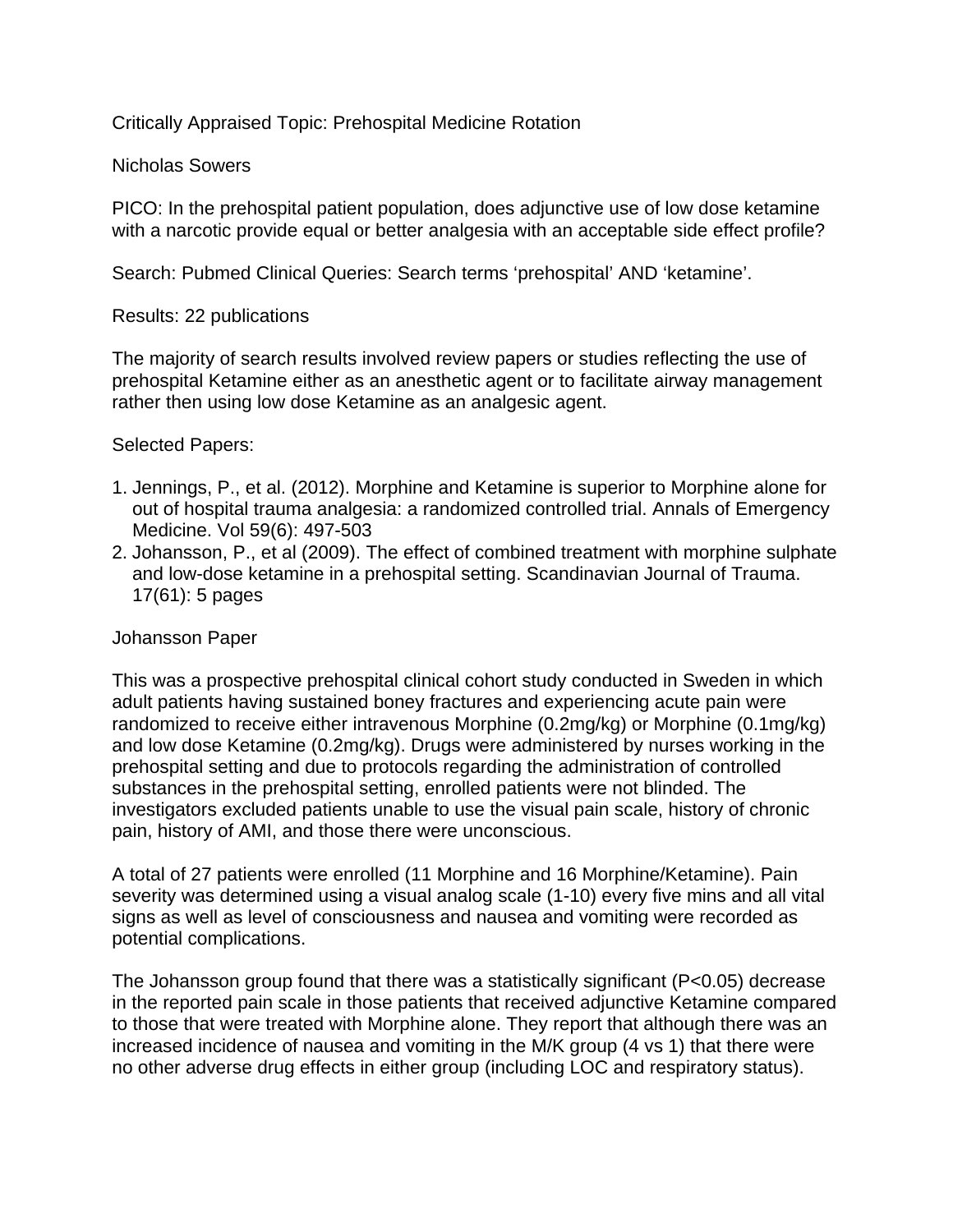Critically Appraised Topic: Prehospital Medicine Rotation

Nicholas Sowers

PICO: In the prehospital patient population, does adjunctive use of low dose ketamine with a narcotic provide equal or better analgesia with an acceptable side effect profile?

Search: Pubmed Clinical Queries: Search terms 'prehospital' AND 'ketamine'.

Results: 22 publications

The majority of search results involved review papers or studies reflecting the use of prehospital Ketamine either as an anesthetic agent or to facilitate airway management rather then using low dose Ketamine as an analgesic agent.

Selected Papers:

1. Jennings, P., et al. (2012). Morphine and Ketamine is superior to Morphine alone for out of hospital trauma analgesia: a randomized controlled trial. Annals of Emergency Medicine. Vol 59(6): 497-503
2. Johansson, P., et al (2009). The effect of combined treatment with morphine sulphate and low-dose ketamine in a prehospital setting. Scandinavian Journal of Trauma. 17(61): 5 pages

Johansson Paper

This was a prospective prehospital clinical cohort study conducted in Sweden in which adult patients having sustained boney fractures and experiencing acute pain were randomized to receive either intravenous Morphine (0.2mg/kg) or Morphine (0.1mg/kg) and low dose Ketamine (0.2mg/kg). Drugs were administered by nurses working in the prehospital setting and due to protocols regarding the administration of controlled substances in the prehospital setting, enrolled patients were not blinded. The investigators excluded patients unable to use the visual pain scale, history of chronic pain, history of AMI, and those there were unconscious.

A total of 27 patients were enrolled (11 Morphine and 16 Morphine/Ketamine). Pain severity was determined using a visual analog scale (1-10) every five mins and all vital signs as well as level of consciousness and nausea and vomiting were recorded as potential complications.

The Johansson group found that there was a statistically significant ($P<0.05$) decrease in the reported pain scale in those patients that received adjunctive Ketamine compared to those that were treated with Morphine alone. They report that although there was an increased incidence of nausea and vomiting in the M/K group (4 vs 1) that there were no other adverse drug effects in either group (including LOC and respiratory status).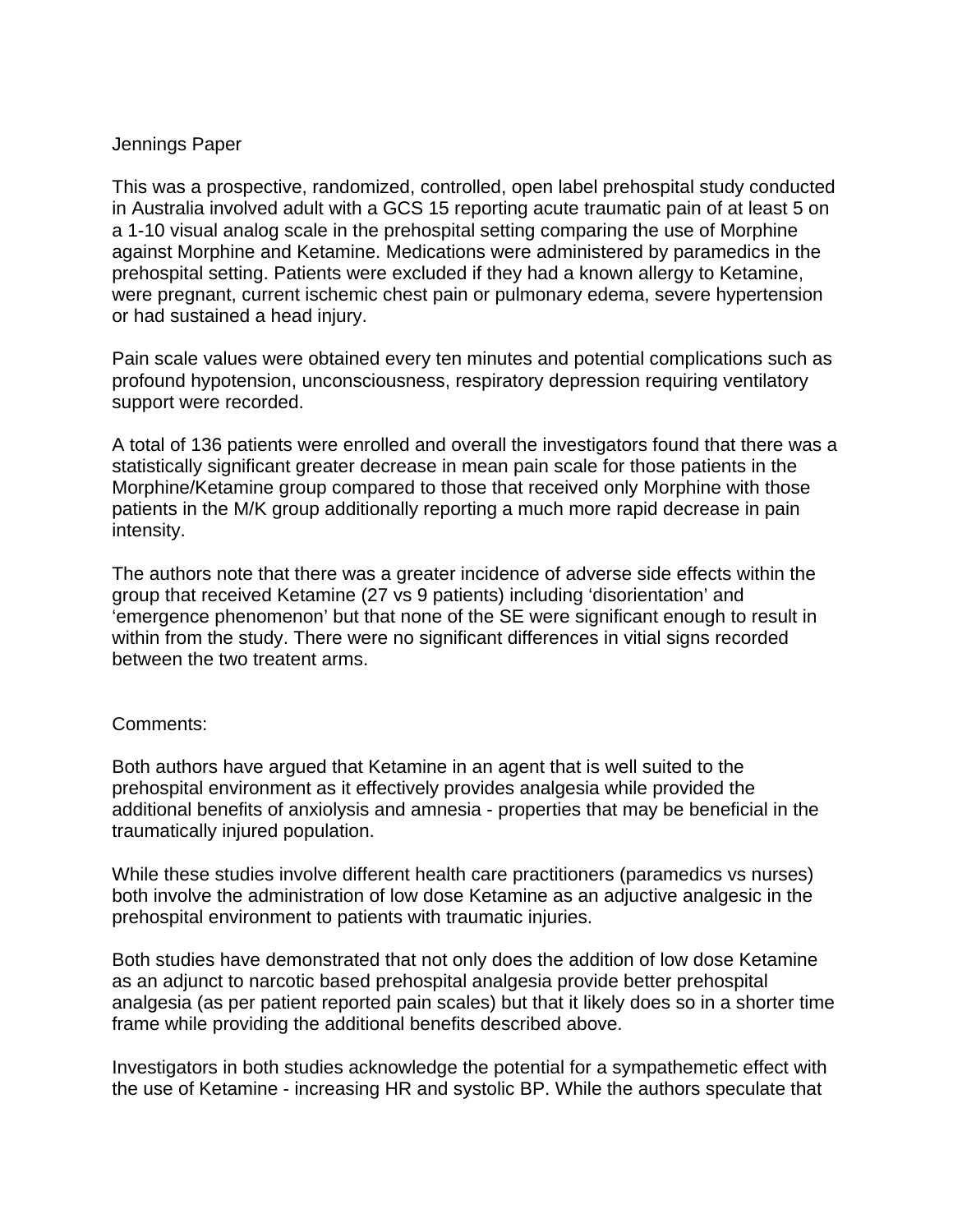Jennings Paper

This was a prospective, randomized, controlled, open label prehospital study conducted in Australia involved adult with a GCS 15 reporting acute traumatic pain of at least 5 on a 1-10 visual analog scale in the prehospital setting comparing the use of Morphine against Morphine and Ketamine. Medications were administered by paramedics in the prehospital setting. Patients were excluded if they had a known allergy to Ketamine, were pregnant, current ischemic chest pain or pulmonary edema, severe hypertension or had sustained a head injury.

Pain scale values were obtained every ten minutes and potential complications such as profound hypotension, unconsciousness, respiratory depression requiring ventilatory support were recorded.

A total of 136 patients were enrolled and overall the investigators found that there was a statistically significant greater decrease in mean pain scale for those patients in the Morphine/Ketamine group compared to those that received only Morphine with those patients in the M/K group additionally reporting a much more rapid decrease in pain intensity.

The authors note that there was a greater incidence of adverse side effects within the group that received Ketamine (27 vs 9 patients) including 'disorientation' and 'emergence phenomenon' but that none of the SE were significant enough to result in within from the study. There were no significant differences in vitial signs recorded between the two treatent arms.

Comments:

Both authors have argued that Ketamine in an agent that is well suited to the prehospital environment as it effectively provides analgesia while provided the additional benefits of anxiolysis and amnesia - properties that may be beneficial in the traumatically injured population.

While these studies involve different health care practitioners (paramedics vs nurses) both involve the administration of low dose Ketamine as an adjuctive analgesic in the prehospital environment to patients with traumatic injuries.

Both studies have demonstrated that not only does the addition of low dose Ketamine as an adjunct to narcotic based prehospital analgesia provide better prehospital analgesia (as per patient reported pain scales) but that it likely does so in a shorter time frame while providing the additional benefits described above.

Investigators in both studies acknowledge the potential for a sympathemetic effect with the use of Ketamine - increasing HR and systolic BP. While the authors speculate that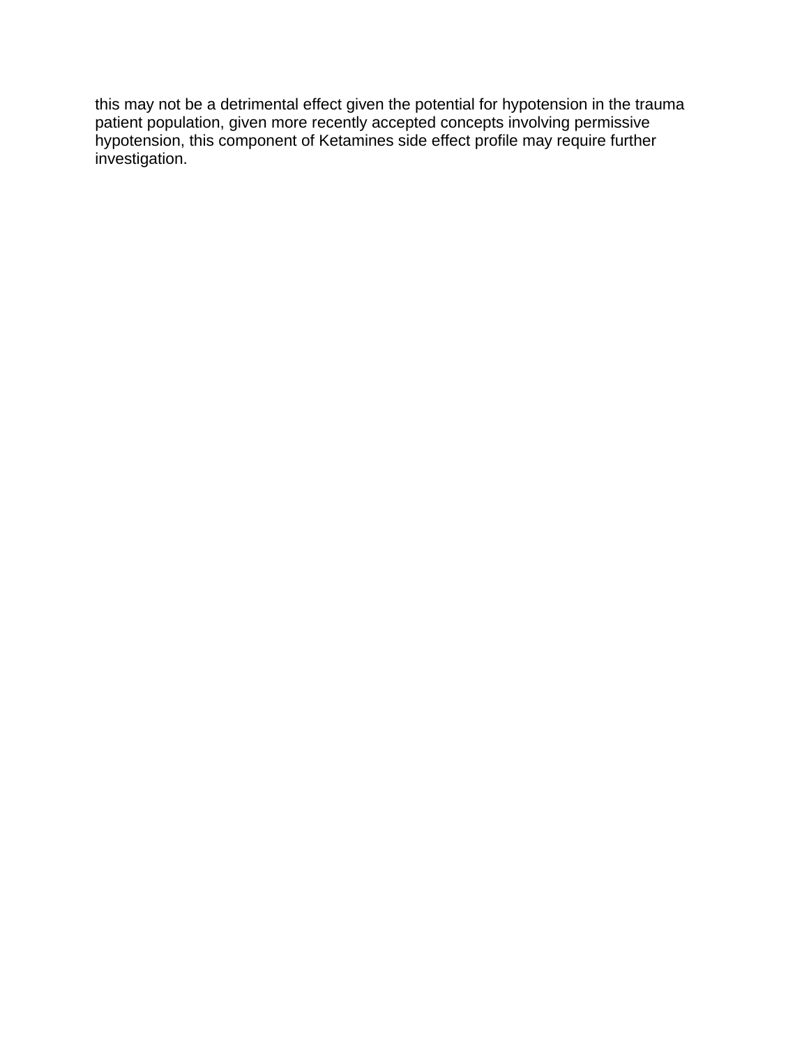this may not be a detrimental effect given the potential for hypotension in the trauma patient population, given more recently accepted concepts involving permissive hypotension, this component of Ketamines side effect profile may require further investigation.